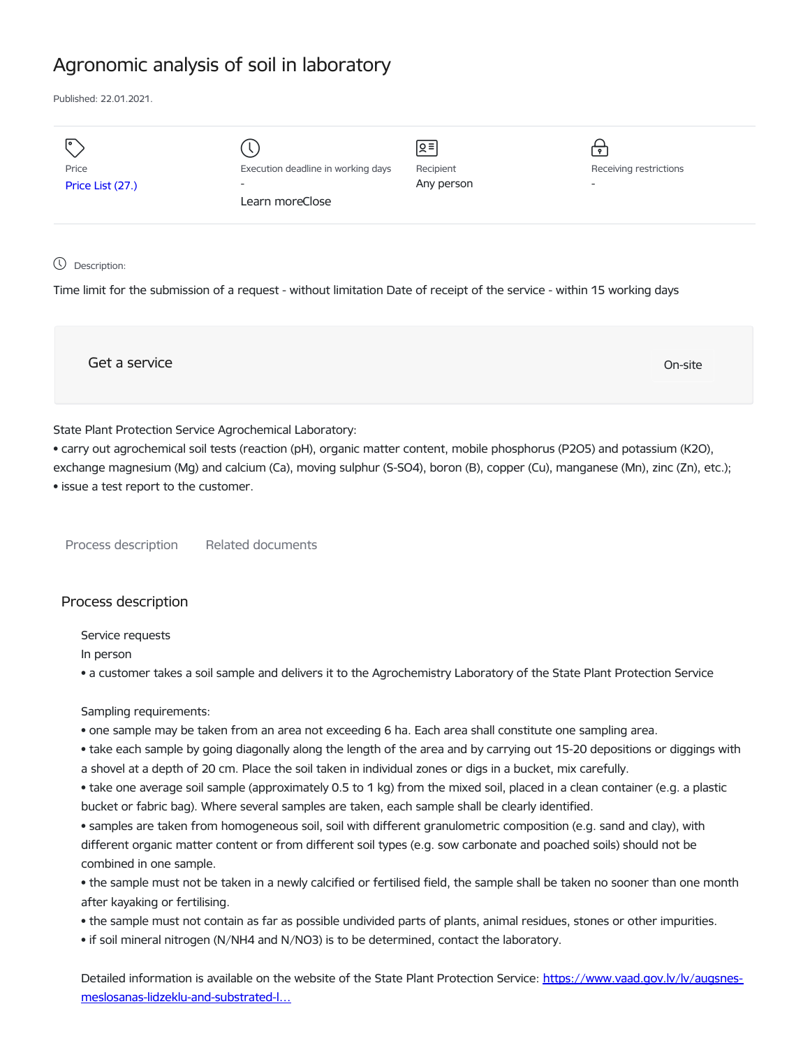# Agronomic analysis of soil in laboratory

Published: 22.01.2021.

| Price | Execution deadline in working days | Recipient | Receiving restrictions |
|---|---|---|---|
| Price List (27.) | - | Any person | - |

Learn moreClose

Description:

Time limit for the submission of a request - without limitation Date of receipt of the service - within 15 working days

Get a service

On-site

State Plant Protection Service Agrochemical Laboratory:

- carry out agrochemical soil tests (reaction (pH), organic matter content, mobile phosphorus ($P_2O_5$) and potassium ($K_2O$), exchange magnesium (Mg) and calcium (Ca), moving sulphur (S-$SO_4$), boron (B), copper (Cu), manganese (Mn), zinc (Zn), etc.);
- issue a test report to the customer.

Process description    Related documents

## Process description

Service requests

In person

- a customer takes a soil sample and delivers it to the Agrochemistry Laboratory of the State Plant Protection Service

Sampling requirements:

- one sample may be taken from an area not exceeding 6 ha. Each area shall constitute one sampling area.
- take each sample by going diagonally along the length of the area and by carrying out 15-20 depositions or diggings with a shovel at a depth of 20 cm. Place the soil taken in individual zones or digs in a bucket, mix carefully.
- take one average soil sample (approximately 0.5 to 1 kg) from the mixed soil, placed in a clean container (e.g. a plastic bucket or fabric bag). Where several samples are taken, each sample shall be clearly identified.
- samples are taken from homogeneous soil, soil with different granulometric composition (e.g. sand and clay), with different organic matter content or from different soil types (e.g. sow carbonate and poached soils) should not be combined in one sample.
- the sample must not be taken in a newly calcified or fertilised field, the sample shall be taken no sooner than one month after kayaking or fertilising.
- the sample must not contain as far as possible undivided parts of plants, animal residues, stones or other impurities.
- if soil mineral nitrogen (N/$NH_4$ and N/$NO_3$) is to be determined, contact the laboratory.

Detailed information is available on the website of the State Plant Protection Service: https://www.vaad.gov.lv/lv/augsnes-meslosanas-lidzeklu-and-substrated-l...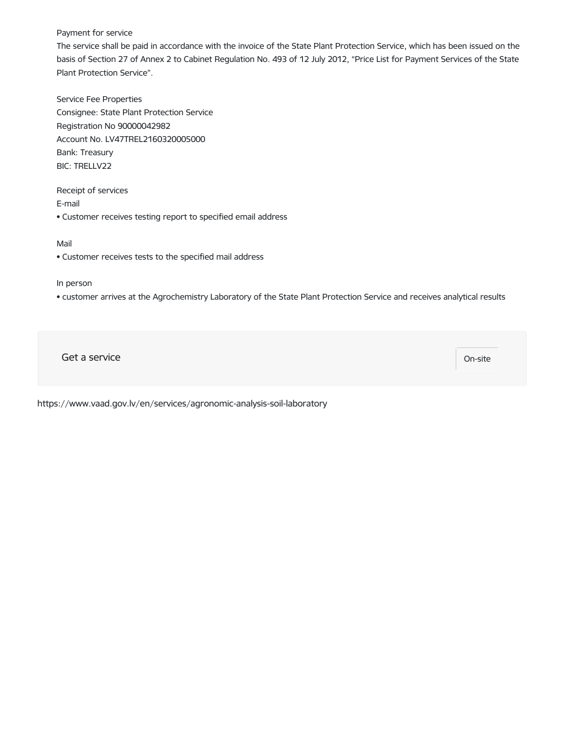Payment for service

The service shall be paid in accordance with the invoice of the State Plant Protection Service, which has been issued on the basis of Section 27 of Annex 2 to Cabinet Regulation No. 493 of 12 July 2012, "Price List for Payment Services of the State Plant Protection Service".

Service Fee Properties

Consignee: State Plant Protection Service
Registration No 90000042982
Account No. LV47TREL2160320005000
Bank: Treasury
BIC: TRELLV22

Receipt of services

E-mail

- Customer receives testing report to specified email address

Mail

- Customer receives tests to the specified mail address

In person

- customer arrives at the Agrochemistry Laboratory of the State Plant Protection Service and receives analytical results

Get a service

On-site

https://www.vaad.gov.lv/en/services/agronomic-analysis-soil-laboratory